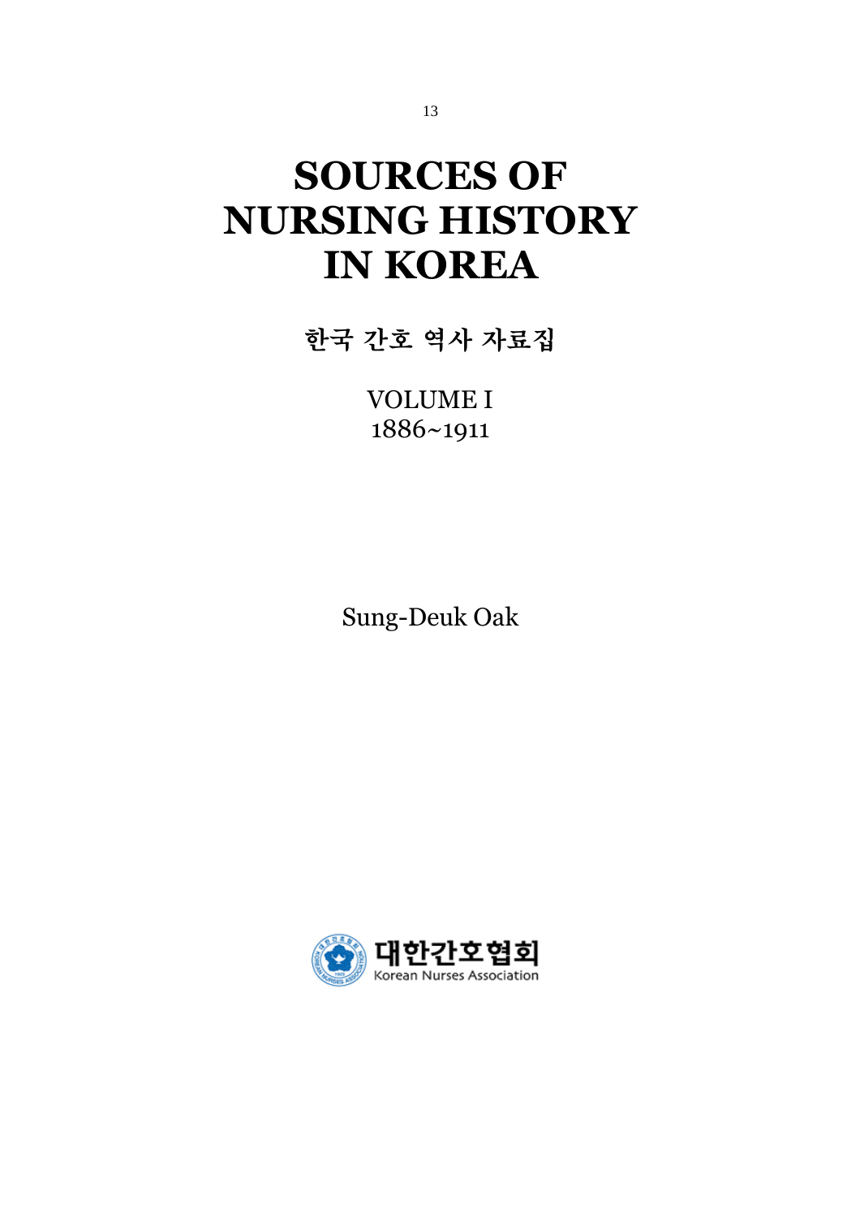# SOURCES OF NURSING HISTORY IN KOREA

## 한국 간호 역사 자료집

VOLUME I
1886~1911

Sung-Deuk Oak

대한간호협회
Korean Nurses Association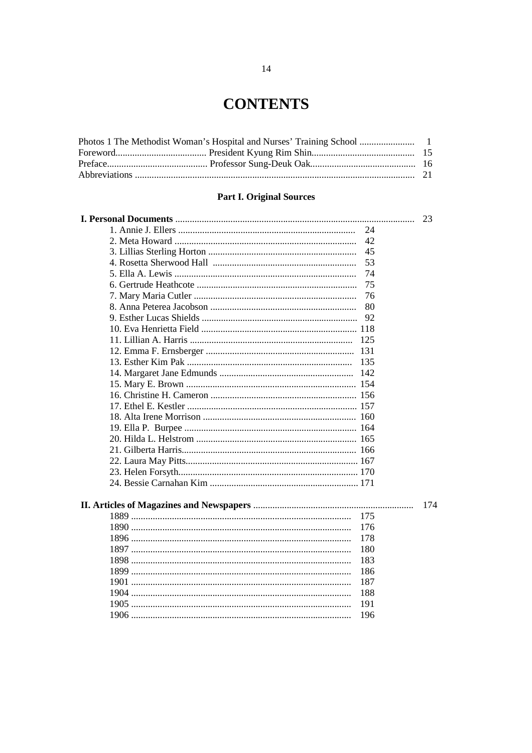# CONTENTS

Photos 1 The Methodist Woman's Hospital and Nurses' Training School ....................... 1
Foreword...................................... President Kyung Rim Shin.......................................... 15
Preface.......................................... Professor Sung-Deuk Oak........................................... 16
Abbreviations .................................................................................................................. 21

## Part I. Original Sources

**I. Personal Documents** .................................................................................................. 23

1. Annie J. Ellers ........................................................................ 24
2. Meta Howard ........................................................................... 42
3. Lillias Sterling Horton ............................................................. 45
4. Rosetta Sherwood Hall ........................................................... 53
5. Ella A. Lewis ........................................................................... 74
6. Gertrude Heathcote .................................................................. 75
7. Mary Maria Cutler ................................................................... 76
8. Anna Peterea Jacobson ............................................................ 80
9. Esther Lucas Shields ................................................................ 92
10. Eva Henrietta Field ................................................................ 118
11. Lillian A. Harris .................................................................... 125
12. Emma F. Ernsberger .............................................................. 131
13. Esther Kim Pak ..................................................................... 135
14. Margaret Jane Edmunds ........................................................ 142
15. Mary E. Brown ...................................................................... 154
16. Christine H. Cameron ............................................................ 156
17. Ethel E. Kestler ...................................................................... 157
18. Alta Irene Morrison ............................................................... 160
19. Ella P. Burpee ....................................................................... 164
20. Hilda L. Helstrom .................................................................. 165
21. Gilberta Harris........................................................................ 166
22. Laura May Pitts....................................................................... 167
23. Helen Forsyth.......................................................................... 170
24. Bessie Carnahan Kim ............................................................. 171

**II. Articles of Magazines and Newspapers** .................................................................. 174

- 1889 ........................................................................................ 175
- 1890 ........................................................................................ 176
- 1896 ........................................................................................ 178
- 1897 ........................................................................................ 180
- 1898 ........................................................................................ 183
- 1899 ........................................................................................ 186
- 1901 ........................................................................................ 187
- 1904 ........................................................................................ 188
- 1905 ........................................................................................ 191
- 1906 ........................................................................................ 196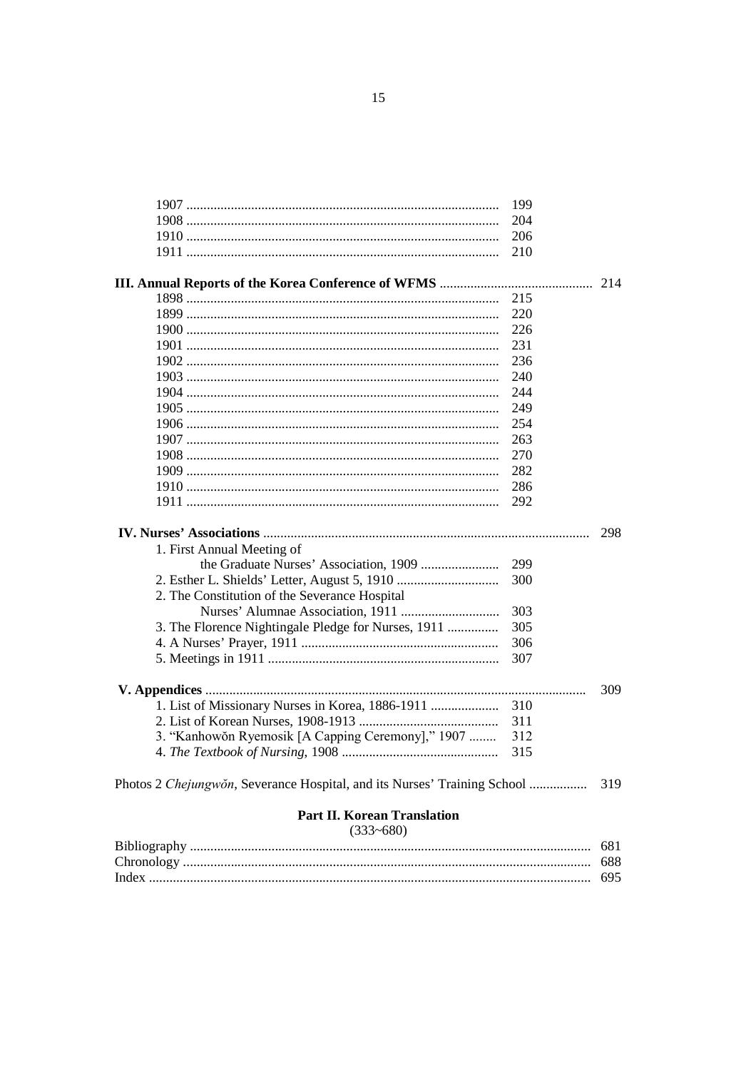1907 ........................................................................................ 199
1908 ........................................................................................ 204
1910 ........................................................................................ 206
1911 ........................................................................................ 210

**III. Annual Reports of the Korea Conference of WFMS** ............................................ 214

1898 ........................................................................................ 215
1899 ........................................................................................ 220
1900 ........................................................................................ 226
1901 ........................................................................................ 231
1902 ........................................................................................ 236
1903 ........................................................................................ 240
1904 ........................................................................................ 244
1905 ........................................................................................ 249
1906 ........................................................................................ 254
1907 ........................................................................................ 263
1908 ........................................................................................ 270
1909 ........................................................................................ 282
1910 ........................................................................................ 286
1911 ........................................................................................ 292

**IV. Nurses' Associations** ............................................................................................ 298

1. First Annual Meeting of the Graduate Nurses' Association, 1909 ....................... 299
2. Esther L. Shields' Letter, August 5, 1910 .............................. 300
2. The Constitution of the Severance Hospital Nurses' Alumnae Association, 1911 ............................. 303
3. The Florence Nightingale Pledge for Nurses, 1911 ............... 305
4. A Nurses' Prayer, 1911 ......................................................... 306
5. Meetings in 1911 .................................................................. 307

**V. Appendices** ............................................................................................................ 309

1. List of Missionary Nurses in Korea, 1886-1911 .................... 310
2. List of Korean Nurses, 1908-1913 ......................................... 311
3. "Kanhowŏn Ryemosik [A Capping Ceremony]," 1907 ........ 312
4. *The Textbook of Nursing*, 1908 ............................................. 315

Photos 2 *Chejungwŏn*, Severance Hospital, and its Nurses' Training School ................ 319

**Part II. Korean Translation**

(333~680)

Bibliography .................................................................................................................. 681
Chronology .................................................................................................................... 688
Index .............................................................................................................................. 695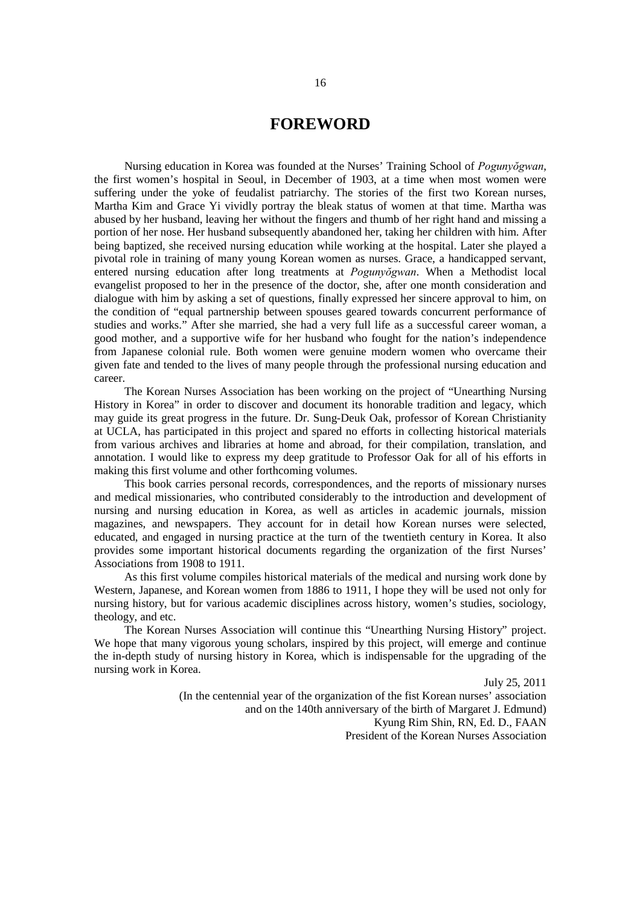# FOREWORD

Nursing education in Korea was founded at the Nurses' Training School of *Pogunyŏgwan*, the first women's hospital in Seoul, in December of 1903, at a time when most women were suffering under the yoke of feudalist patriarchy. The stories of the first two Korean nurses, Martha Kim and Grace Yi vividly portray the bleak status of women at that time. Martha was abused by her husband, leaving her without the fingers and thumb of her right hand and missing a portion of her nose. Her husband subsequently abandoned her, taking her children with him. After being baptized, she received nursing education while working at the hospital. Later she played a pivotal role in training of many young Korean women as nurses. Grace, a handicapped servant, entered nursing education after long treatments at *Pogunyŏgwan*. When a Methodist local evangelist proposed to her in the presence of the doctor, she, after one month consideration and dialogue with him by asking a set of questions, finally expressed her sincere approval to him, on the condition of "equal partnership between spouses geared towards concurrent performance of studies and works." After she married, she had a very full life as a successful career woman, a good mother, and a supportive wife for her husband who fought for the nation's independence from Japanese colonial rule. Both women were genuine modern women who overcame their given fate and tended to the lives of many people through the professional nursing education and career.

The Korean Nurses Association has been working on the project of "Unearthing Nursing History in Korea" in order to discover and document its honorable tradition and legacy, which may guide its great progress in the future. Dr. Sung-Deuk Oak, professor of Korean Christianity at UCLA, has participated in this project and spared no efforts in collecting historical materials from various archives and libraries at home and abroad, for their compilation, translation, and annotation. I would like to express my deep gratitude to Professor Oak for all of his efforts in making this first volume and other forthcoming volumes.

This book carries personal records, correspondences, and the reports of missionary nurses and medical missionaries, who contributed considerably to the introduction and development of nursing and nursing education in Korea, as well as articles in academic journals, mission magazines, and newspapers. They account for in detail how Korean nurses were selected, educated, and engaged in nursing practice at the turn of the twentieth century in Korea. It also provides some important historical documents regarding the organization of the first Nurses' Associations from 1908 to 1911.

As this first volume compiles historical materials of the medical and nursing work done by Western, Japanese, and Korean women from 1886 to 1911, I hope they will be used not only for nursing history, but for various academic disciplines across history, women's studies, sociology, theology, and etc.

The Korean Nurses Association will continue this "Unearthing Nursing History" project. We hope that many vigorous young scholars, inspired by this project, will emerge and continue the in-depth study of nursing history in Korea, which is indispensable for the upgrading of the nursing work in Korea.

July 25, 2011

(In the centennial year of the organization of the fist Korean nurses' association and on the 140th anniversary of the birth of Margaret J. Edmund)

Kyung Rim Shin, RN, Ed. D., FAAN

President of the Korean Nurses Association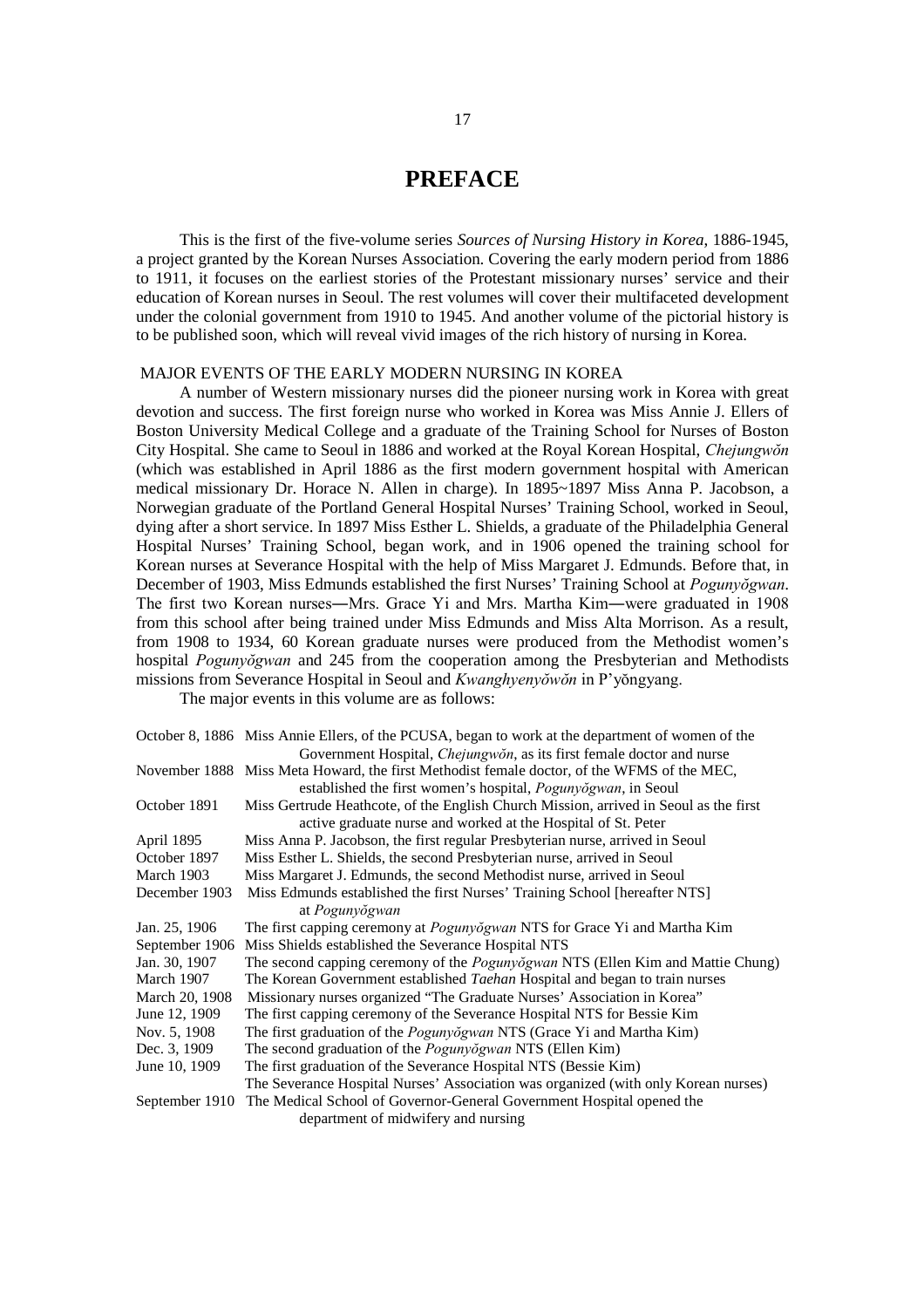# PREFACE

This is the first of the five-volume series *Sources of Nursing History in Korea*, 1886-1945, a project granted by the Korean Nurses Association. Covering the early modern period from 1886 to 1911, it focuses on the earliest stories of the Protestant missionary nurses' service and their education of Korean nurses in Seoul. The rest volumes will cover their multifaceted development under the colonial government from 1910 to 1945. And another volume of the pictorial history is to be published soon, which will reveal vivid images of the rich history of nursing in Korea.

## MAJOR EVENTS OF THE EARLY MODERN NURSING IN KOREA

A number of Western missionary nurses did the pioneer nursing work in Korea with great devotion and success. The first foreign nurse who worked in Korea was Miss Annie J. Ellers of Boston University Medical College and a graduate of the Training School for Nurses of Boston City Hospital. She came to Seoul in 1886 and worked at the Royal Korean Hospital, *Chejungwŏn* (which was established in April 1886 as the first modern government hospital with American medical missionary Dr. Horace N. Allen in charge). In 1895~1897 Miss Anna P. Jacobson, a Norwegian graduate of the Portland General Hospital Nurses' Training School, worked in Seoul, dying after a short service. In 1897 Miss Esther L. Shields, a graduate of the Philadelphia General Hospital Nurses' Training School, began work, and in 1906 opened the training school for Korean nurses at Severance Hospital with the help of Miss Margaret J. Edmunds. Before that, in December of 1903, Miss Edmunds established the first Nurses' Training School at *Pogunyŏgwan*. The first two Korean nurses―Mrs. Grace Yi and Mrs. Martha Kim―were graduated in 1908 from this school after being trained under Miss Edmunds and Miss Alta Morrison. As a result, from 1908 to 1934, 60 Korean graduate nurses were produced from the Methodist women's hospital *Pogunyŏgwan* and 245 from the cooperation among the Presbyterian and Methodists missions from Severance Hospital in Seoul and *Kwanghyenyŏwŏn* in P'yŏngyang.

The major events in this volume are as follows:

| | |
|---|---|
| October 8, 1886 | Miss Annie Ellers, of the PCUSA, began to work at the department of women of the Government Hospital, *Chejungwŏn*, as its first female doctor and nurse |
| November 1888 | Miss Meta Howard, the first Methodist female doctor, of the WFMS of the MEC, established the first women's hospital, *Pogunyŏgwan*, in Seoul |
| October 1891 | Miss Gertrude Heathcote, of the English Church Mission, arrived in Seoul as the first active graduate nurse and worked at the Hospital of St. Peter |
| April 1895 | Miss Anna P. Jacobson, the first regular Presbyterian nurse, arrived in Seoul |
| October 1897 | Miss Esther L. Shields, the second Presbyterian nurse, arrived in Seoul |
| March 1903 | Miss Margaret J. Edmunds, the second Methodist nurse, arrived in Seoul |
| December 1903 | Miss Edmunds established the first Nurses' Training School [hereafter NTS] at *Pogunyŏgwan* |
| Jan. 25, 1906 | The first capping ceremony at *Pogunyŏgwan* NTS for Grace Yi and Martha Kim |
| September 1906 | Miss Shields established the Severance Hospital NTS |
| Jan. 30, 1907 | The second capping ceremony of the *Pogunyŏgwan* NTS (Ellen Kim and Mattie Chung) |
| March 1907 | The Korean Government established *Taehan* Hospital and began to train nurses |
| March 20, 1908 | Missionary nurses organized "The Graduate Nurses' Association in Korea" |
| June 12, 1909 | The first capping ceremony of the Severance Hospital NTS for Bessie Kim |
| Nov. 5, 1908 | The first graduation of the *Pogunyŏgwan* NTS (Grace Yi and Martha Kim) |
| Dec. 3, 1909 | The second graduation of the *Pogunyŏgwan* NTS (Ellen Kim) |
| June 10, 1909 | The first graduation of the Severance Hospital NTS (Bessie Kim) |
| | The Severance Hospital Nurses' Association was organized (with only Korean nurses) |
| September 1910 | The Medical School of Governor-General Government Hospital opened the department of midwifery and nursing |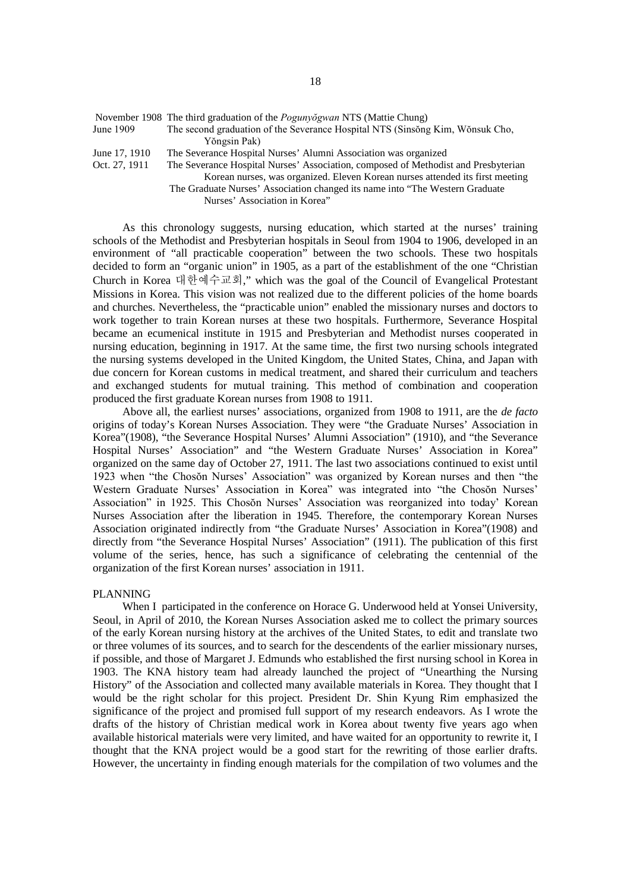| | |
|---|---|
| November 1908 | The third graduation of the *Pogunyŏgwan* NTS (Mattie Chung) |
| June 1909 | The second graduation of the Severance Hospital NTS (Sinsŏng Kim, Wŏnsuk Cho, Yŏngsin Pak) |
| June 17, 1910 | The Severance Hospital Nurses' Alumni Association was organized |
| Oct. 27, 1911 | The Severance Hospital Nurses' Association, composed of Methodist and Presbyterian Korean nurses, was organized. Eleven Korean nurses attended its first meeting |
| | The Graduate Nurses' Association changed its name into "The Western Graduate Nurses' Association in Korea" |

As this chronology suggests, nursing education, which started at the nurses' training schools of the Methodist and Presbyterian hospitals in Seoul from 1904 to 1906, developed in an environment of "all practicable cooperation" between the two schools. These two hospitals decided to form an "organic union" in 1905, as a part of the establishment of the one "Christian Church in Korea 대한예수교회," which was the goal of the Council of Evangelical Protestant Missions in Korea. This vision was not realized due to the different policies of the home boards and churches. Nevertheless, the "practicable union" enabled the missionary nurses and doctors to work together to train Korean nurses at these two hospitals. Furthermore, Severance Hospital became an ecumenical institute in 1915 and Presbyterian and Methodist nurses cooperated in nursing education, beginning in 1917. At the same time, the first two nursing schools integrated the nursing systems developed in the United Kingdom, the United States, China, and Japan with due concern for Korean customs in medical treatment, and shared their curriculum and teachers and exchanged students for mutual training. This method of combination and cooperation produced the first graduate Korean nurses from 1908 to 1911.

Above all, the earliest nurses' associations, organized from 1908 to 1911, are the *de facto* origins of today's Korean Nurses Association. They were "the Graduate Nurses' Association in Korea"(1908), "the Severance Hospital Nurses' Alumni Association" (1910), and "the Severance Hospital Nurses' Association" and "the Western Graduate Nurses' Association in Korea" organized on the same day of October 27, 1911. The last two associations continued to exist until 1923 when "the Chosŏn Nurses' Association" was organized by Korean nurses and then "the Western Graduate Nurses' Association in Korea" was integrated into "the Chosŏn Nurses' Association" in 1925. This Chosŏn Nurses' Association was reorganized into today' Korean Nurses Association after the liberation in 1945. Therefore, the contemporary Korean Nurses Association originated indirectly from "the Graduate Nurses' Association in Korea"(1908) and directly from "the Severance Hospital Nurses' Association" (1911). The publication of this first volume of the series, hence, has such a significance of celebrating the centennial of the organization of the first Korean nurses' association in 1911.

## PLANNING

When I participated in the conference on Horace G. Underwood held at Yonsei University, Seoul, in April of 2010, the Korean Nurses Association asked me to collect the primary sources of the early Korean nursing history at the archives of the United States, to edit and translate two or three volumes of its sources, and to search for the descendents of the earlier missionary nurses, if possible, and those of Margaret J. Edmunds who established the first nursing school in Korea in 1903. The KNA history team had already launched the project of "Unearthing the Nursing History" of the Association and collected many available materials in Korea. They thought that I would be the right scholar for this project. President Dr. Shin Kyung Rim emphasized the significance of the project and promised full support of my research endeavors. As I wrote the drafts of the history of Christian medical work in Korea about twenty five years ago when available historical materials were very limited, and have waited for an opportunity to rewrite it, I thought that the KNA project would be a good start for the rewriting of those earlier drafts. However, the uncertainty in finding enough materials for the compilation of two volumes and the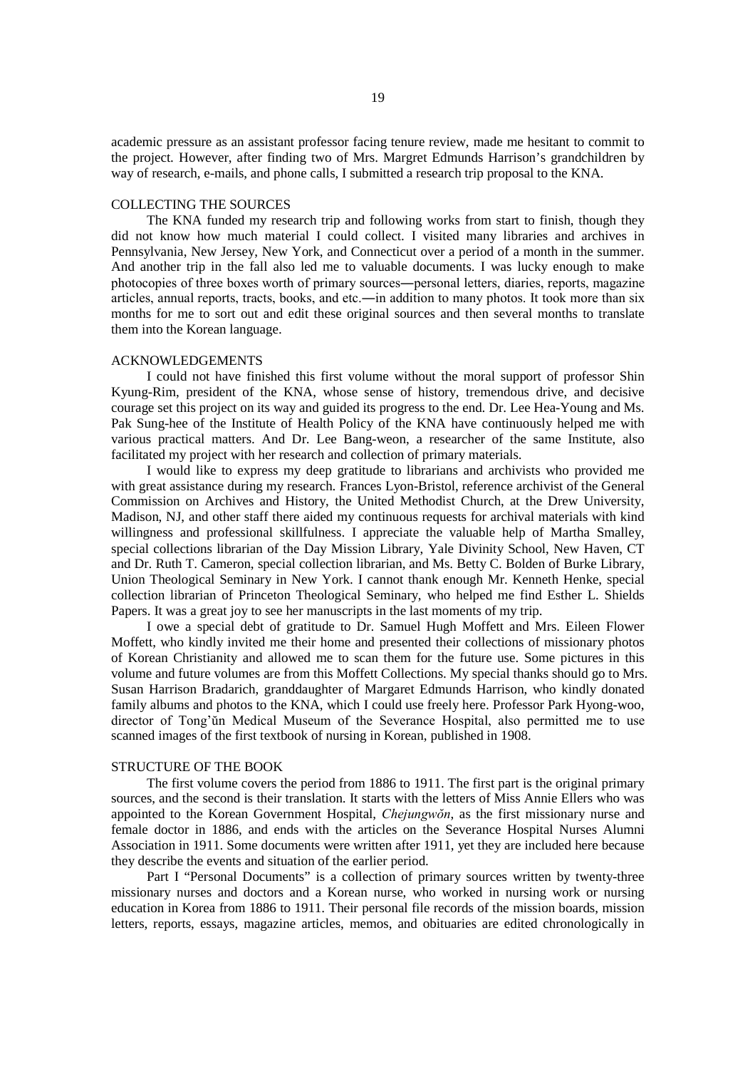academic pressure as an assistant professor facing tenure review, made me hesitant to commit to the project. However, after finding two of Mrs. Margret Edmunds Harrison's grandchildren by way of research, e-mails, and phone calls, I submitted a research trip proposal to the KNA.

## COLLECTING THE SOURCES

The KNA funded my research trip and following works from start to finish, though they did not know how much material I could collect. I visited many libraries and archives in Pennsylvania, New Jersey, New York, and Connecticut over a period of a month in the summer. And another trip in the fall also led me to valuable documents. I was lucky enough to make photocopies of three boxes worth of primary sources―personal letters, diaries, reports, magazine articles, annual reports, tracts, books, and etc.―in addition to many photos. It took more than six months for me to sort out and edit these original sources and then several months to translate them into the Korean language.

## ACKNOWLEDGEMENTS

I could not have finished this first volume without the moral support of professor Shin Kyung-Rim, president of the KNA, whose sense of history, tremendous drive, and decisive courage set this project on its way and guided its progress to the end. Dr. Lee Hea-Young and Ms. Pak Sung-hee of the Institute of Health Policy of the KNA have continuously helped me with various practical matters. And Dr. Lee Bang-weon, a researcher of the same Institute, also facilitated my project with her research and collection of primary materials.

I would like to express my deep gratitude to librarians and archivists who provided me with great assistance during my research. Frances Lyon-Bristol, reference archivist of the General Commission on Archives and History, the United Methodist Church, at the Drew University, Madison, NJ, and other staff there aided my continuous requests for archival materials with kind willingness and professional skillfulness. I appreciate the valuable help of Martha Smalley, special collections librarian of the Day Mission Library, Yale Divinity School, New Haven, CT and Dr. Ruth T. Cameron, special collection librarian, and Ms. Betty C. Bolden of Burke Library, Union Theological Seminary in New York. I cannot thank enough Mr. Kenneth Henke, special collection librarian of Princeton Theological Seminary, who helped me find Esther L. Shields Papers. It was a great joy to see her manuscripts in the last moments of my trip.

I owe a special debt of gratitude to Dr. Samuel Hugh Moffett and Mrs. Eileen Flower Moffett, who kindly invited me their home and presented their collections of missionary photos of Korean Christianity and allowed me to scan them for the future use. Some pictures in this volume and future volumes are from this Moffett Collections. My special thanks should go to Mrs. Susan Harrison Bradarich, granddaughter of Margaret Edmunds Harrison, who kindly donated family albums and photos to the KNA, which I could use freely here. Professor Park Hyong-woo, director of Tong'ŭn Medical Museum of the Severance Hospital, also permitted me to use scanned images of the first textbook of nursing in Korean, published in 1908.

## STRUCTURE OF THE BOOK

The first volume covers the period from 1886 to 1911. The first part is the original primary sources, and the second is their translation. It starts with the letters of Miss Annie Ellers who was appointed to the Korean Government Hospital, *Chejungwŏn*, as the first missionary nurse and female doctor in 1886, and ends with the articles on the Severance Hospital Nurses Alumni Association in 1911. Some documents were written after 1911, yet they are included here because they describe the events and situation of the earlier period.

Part I "Personal Documents" is a collection of primary sources written by twenty-three missionary nurses and doctors and a Korean nurse, who worked in nursing work or nursing education in Korea from 1886 to 1911. Their personal file records of the mission boards, mission letters, reports, essays, magazine articles, memos, and obituaries are edited chronologically in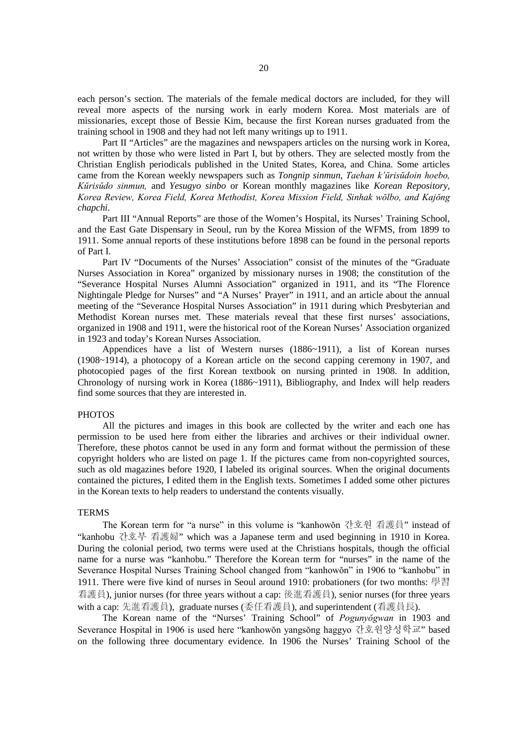each person's section. The materials of the female medical doctors are included, for they will reveal more aspects of the nursing work in early modern Korea. Most materials are of missionaries, except those of Bessie Kim, because the first Korean nurses graduated from the training school in 1908 and they had not left many writings up to 1911.

Part II "Articles" are the magazines and newspapers articles on the nursing work in Korea, not written by those who were listed in Part I, but by others. They are selected mostly from the Christian English periodicals published in the United States, Korea, and China. Some articles came from the Korean weekly newspapers such as *Tongnip sinmun*, *Taehan k'ŭrisŭdoin hoebo, Kŭrisŭdo sinmun,* and *Yesugyo sinbo* or Korean monthly magazines like *Korean Repository*, *Korea Review, Korea Field, Korea Methodist, Korea Mission Field, Sinhak wŏlbo, and Kajŏng chapchi*.

Part III "Annual Reports" are those of the Women's Hospital, its Nurses' Training School, and the East Gate Dispensary in Seoul, run by the Korea Mission of the WFMS, from 1899 to 1911. Some annual reports of these institutions before 1898 can be found in the personal reports of Part I.

Part IV "Documents of the Nurses' Association" consist of the minutes of the "Graduate Nurses Association in Korea" organized by missionary nurses in 1908; the constitution of the "Severance Hospital Nurses Alumni Association" organized in 1911, and its "The Florence Nightingale Pledge for Nurses" and "A Nurses' Prayer" in 1911, and an article about the annual meeting of the "Severance Hospital Nurses Association" in 1911 during which Presbyterian and Methodist Korean nurses met. These materials reveal that these first nurses' associations, organized in 1908 and 1911, were the historical root of the Korean Nurses' Association organized in 1923 and today's Korean Nurses Association.

Appendices have a list of Western nurses (1886~1911), a list of Korean nurses (1908~1914), a photocopy of a Korean article on the second capping ceremony in 1907, and photocopied pages of the first Korean textbook on nursing printed in 1908. In addition, Chronology of nursing work in Korea (1886~1911), Bibliography, and Index will help readers find some sources that they are interested in.

## PHOTOS

All the pictures and images in this book are collected by the writer and each one has permission to be used here from either the libraries and archives or their individual owner. Therefore, these photos cannot be used in any form and format without the permission of these copyright holders who are listed on page 1. If the pictures came from non-copyrighted sources, such as old magazines before 1920, I labeled its original sources. When the original documents contained the pictures, I edited them in the English texts. Sometimes I added some other pictures in the Korean texts to help readers to understand the contents visually.

## TERMS

The Korean term for "a nurse" in this volume is "kanhowŏn 간호원 看護員" instead of "kanhobu 간호부 看護婦" which was a Japanese term and used beginning in 1910 in Korea. During the colonial period, two terms were used at the Christians hospitals, though the official name for a nurse was "kanhobu." Therefore the Korean term for "nurses" in the name of the Severance Hospital Nurses Training School changed from "kanhowŏn" in 1906 to "kanhobu" in 1911. There were five kind of nurses in Seoul around 1910: probationers (for two months: 學習看護員), junior nurses (for three years without a cap: 後進看護員), senior nurses (for three years with a cap: 先進看護員), graduate nurses (委任看護員), and superintendent (看護員長).

The Korean name of the "Nurses' Training School" of *Pogunyŏgwan* in 1903 and Severance Hospital in 1906 is used here "kanhowŏn yangsŏng haggyo 간호원양성학교" based on the following three documentary evidence. In 1906 the Nurses' Training School of the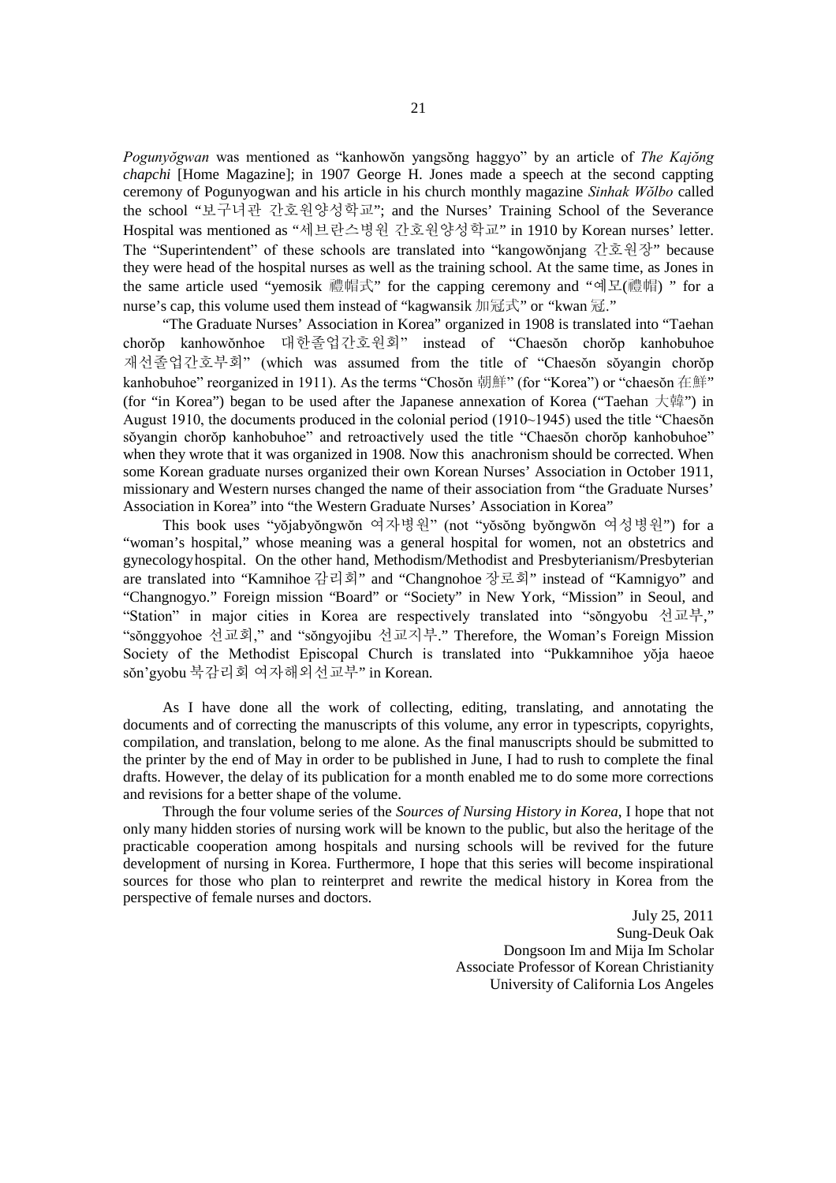*Pogunyŏgwan* was mentioned as "kanhowŏn yangsŏng haggyo" by an article of *The Kajŏng chapchi* [Home Magazine]; in 1907 George H. Jones made a speech at the second cappting ceremony of Pogunyogwan and his article in his church monthly magazine *Sinhak Wŏlbo* called the school "보구녀관 간호원양성학교"; and the Nurses' Training School of the Severance Hospital was mentioned as "세브란스병원 간호원양성학교" in 1910 by Korean nurses' letter. The "Superintendent" of these schools are translated into "kangowŏnjang 간호원장" because they were head of the hospital nurses as well as the training school. At the same time, as Jones in the same article used "yemosik 禮帽式" for the capping ceremony and "예모(禮帽) " for a nurse's cap, this volume used them instead of "kagwansik 加冠式" or "kwan 冠."

"The Graduate Nurses' Association in Korea" organized in 1908 is translated into "Taehan chorŏp kanhowŏnhoe 대한졸업간호원회" instead of "Chaesŏn chorŏp kanhobuhoe 재선졸업간호부회" (which was assumed from the title of "Chaesŏn sŏyangin chorŏp kanhobuhoe" reorganized in 1911). As the terms "Chosŏn 朝鮮" (for "Korea") or "chaesŏn 在鮮" (for "in Korea") began to be used after the Japanese annexation of Korea ("Taehan 大韓") in August 1910, the documents produced in the colonial period (1910~1945) used the title "Chaesŏn sŏyangin chorŏp kanhobuhoe" and retroactively used the title "Chaesŏn chorŏp kanhobuhoe" when they wrote that it was organized in 1908. Now this anachronism should be corrected. When some Korean graduate nurses organized their own Korean Nurses' Association in October 1911, missionary and Western nurses changed the name of their association from "the Graduate Nurses' Association in Korea" into "the Western Graduate Nurses' Association in Korea"

This book uses "yŏjabyŏngwŏn 여자병원" (not "yŏsŏng byŏngwŏn 여성병원") for a "woman's hospital," whose meaning was a general hospital for women, not an obstetrics and gynecologyhospital. On the other hand, Methodism/Methodist and Presbyterianism/Presbyterian are translated into "Kamnihoe 감리회" and "Changnohoe 장로회" instead of "Kamnigyo" and "Changnogyo." Foreign mission "Board" or "Society" in New York, "Mission" in Seoul, and "Station" in major cities in Korea are respectively translated into "sŏngyobu 선교부," "sŏnggyohoe 선교회," and "sŏngyojibu 선교지부." Therefore, the Woman's Foreign Mission Society of the Methodist Episcopal Church is translated into "Pukkamnihoe yŏja haeoe sŏn'gyobu 북감리회 여자해외선교부" in Korean.

As I have done all the work of collecting, editing, translating, and annotating the documents and of correcting the manuscripts of this volume, any error in typescripts, copyrights, compilation, and translation, belong to me alone. As the final manuscripts should be submitted to the printer by the end of May in order to be published in June, I had to rush to complete the final drafts. However, the delay of its publication for a month enabled me to do some more corrections and revisions for a better shape of the volume.

Through the four volume series of the *Sources of Nursing History in Korea*, I hope that not only many hidden stories of nursing work will be known to the public, but also the heritage of the practicable cooperation among hospitals and nursing schools will be revived for the future development of nursing in Korea. Furthermore, I hope that this series will become inspirational sources for those who plan to reinterpret and rewrite the medical history in Korea from the perspective of female nurses and doctors.

July 25, 2011  
Sung-Deuk Oak  
Dongsoon Im and Mija Im Scholar  
Associate Professor of Korean Christianity  
University of California Los Angeles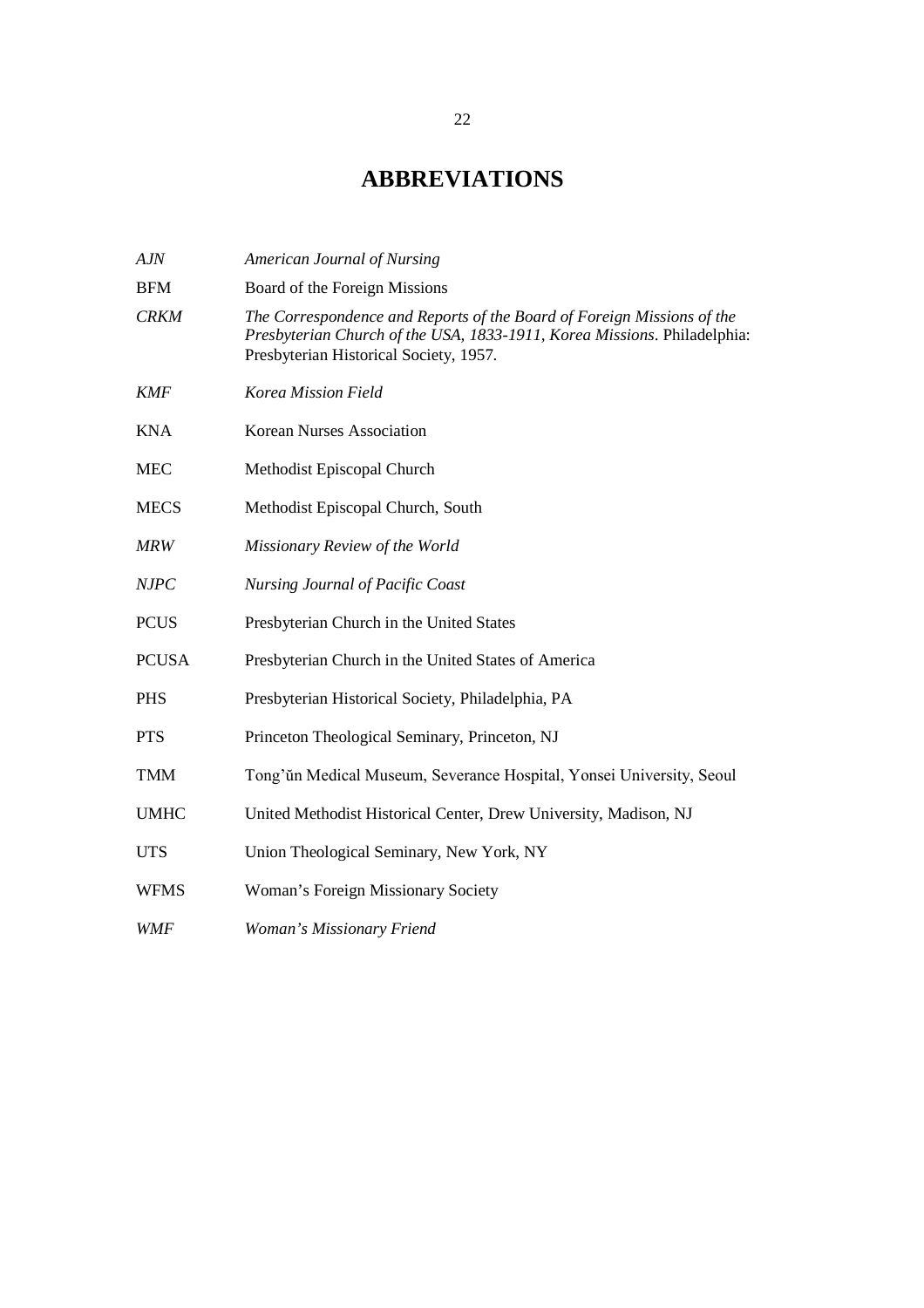# ABBREVIATIONS

| | |
|---|---|
| *AJN* | *American Journal of Nursing* |
| BFM | Board of the Foreign Missions |
| *CRKM* | *The Correspondence and Reports of the Board of Foreign Missions of the Presbyterian Church of the USA, 1833-1911, Korea Missions*. Philadelphia: Presbyterian Historical Society, 1957. |
| *KMF* | *Korea Mission Field* |
| KNA | Korean Nurses Association |
| MEC | Methodist Episcopal Church |
| MECS | Methodist Episcopal Church, South |
| *MRW* | *Missionary Review of the World* |
| *NJPC* | *Nursing Journal of Pacific Coast* |
| PCUS | Presbyterian Church in the United States |
| PCUSA | Presbyterian Church in the United States of America |
| PHS | Presbyterian Historical Society, Philadelphia, PA |
| PTS | Princeton Theological Seminary, Princeton, NJ |
| TMM | Tong'ŭn Medical Museum, Severance Hospital, Yonsei University, Seoul |
| UMHC | United Methodist Historical Center, Drew University, Madison, NJ |
| UTS | Union Theological Seminary, New York, NY |
| WFMS | Woman's Foreign Missionary Society |
| *WMF* | *Woman's Missionary Friend* |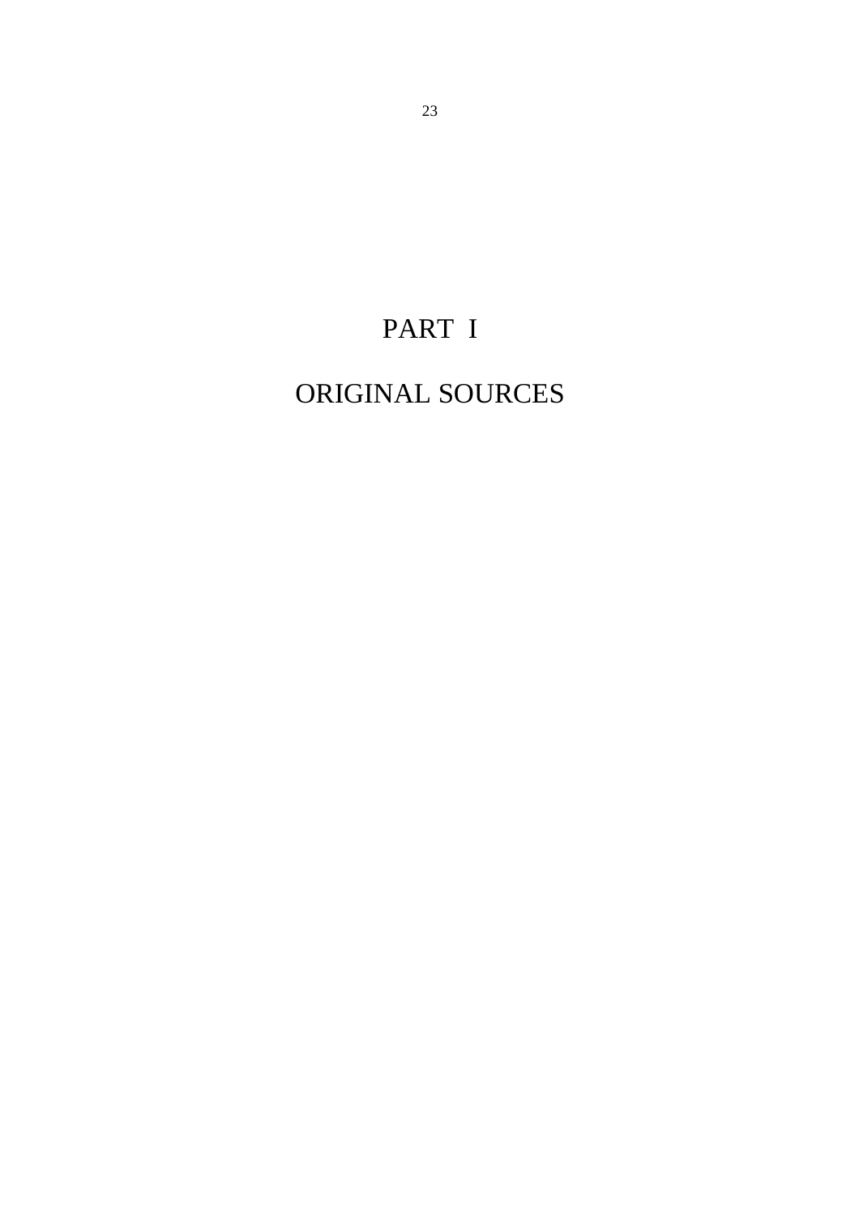# PART I

# ORIGINAL SOURCES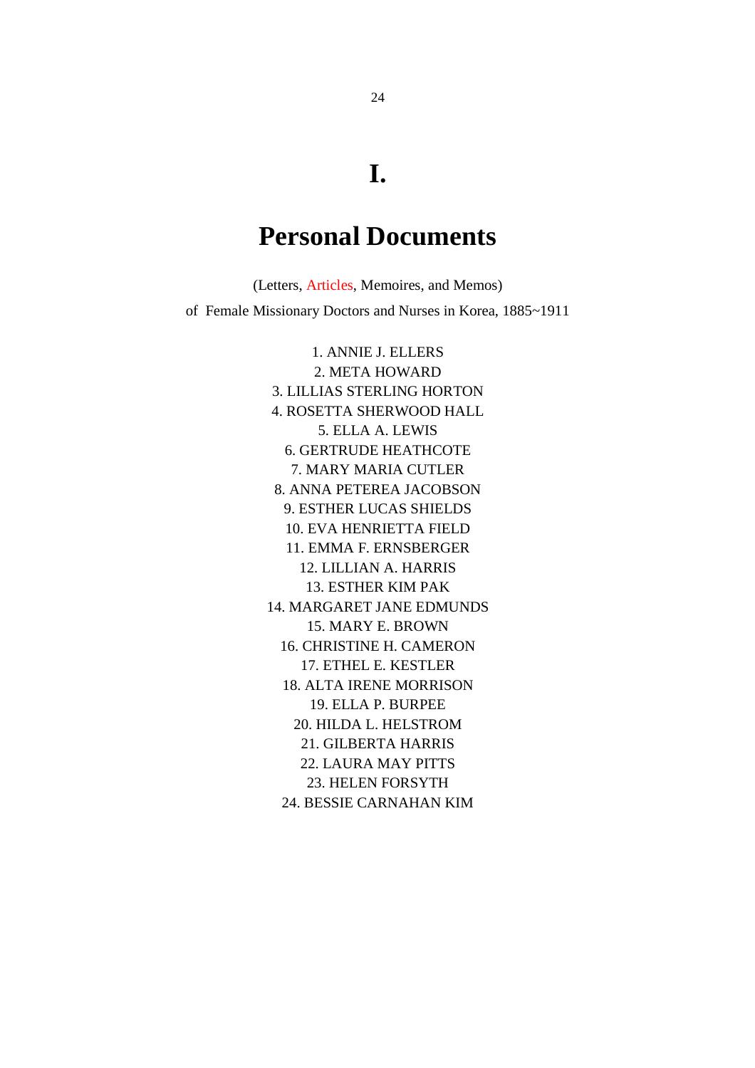# I.

# Personal Documents

(Letters, Articles, Memoires, and Memos)

of Female Missionary Doctors and Nurses in Korea, 1885~1911

1. ANNIE J. ELLERS
2. META HOWARD
3. LILLIAS STERLING HORTON
4. ROSETTA SHERWOOD HALL
5. ELLA A. LEWIS
6. GERTRUDE HEATHCOTE
7. MARY MARIA CUTLER
8. ANNA PETEREA JACOBSON
9. ESTHER LUCAS SHIELDS
10. EVA HENRIETTA FIELD
11. EMMA F. ERNSBERGER
12. LILLIAN A. HARRIS
13. ESTHER KIM PAK
14. MARGARET JANE EDMUNDS
15. MARY E. BROWN
16. CHRISTINE H. CAMERON
17. ETHEL E. KESTLER
18. ALTA IRENE MORRISON
19. ELLA P. BURPEE
20. HILDA L. HELSTROM
21. GILBERTA HARRIS
22. LAURA MAY PITTS
23. HELEN FORSYTH
24. BESSIE CARNAHAN KIM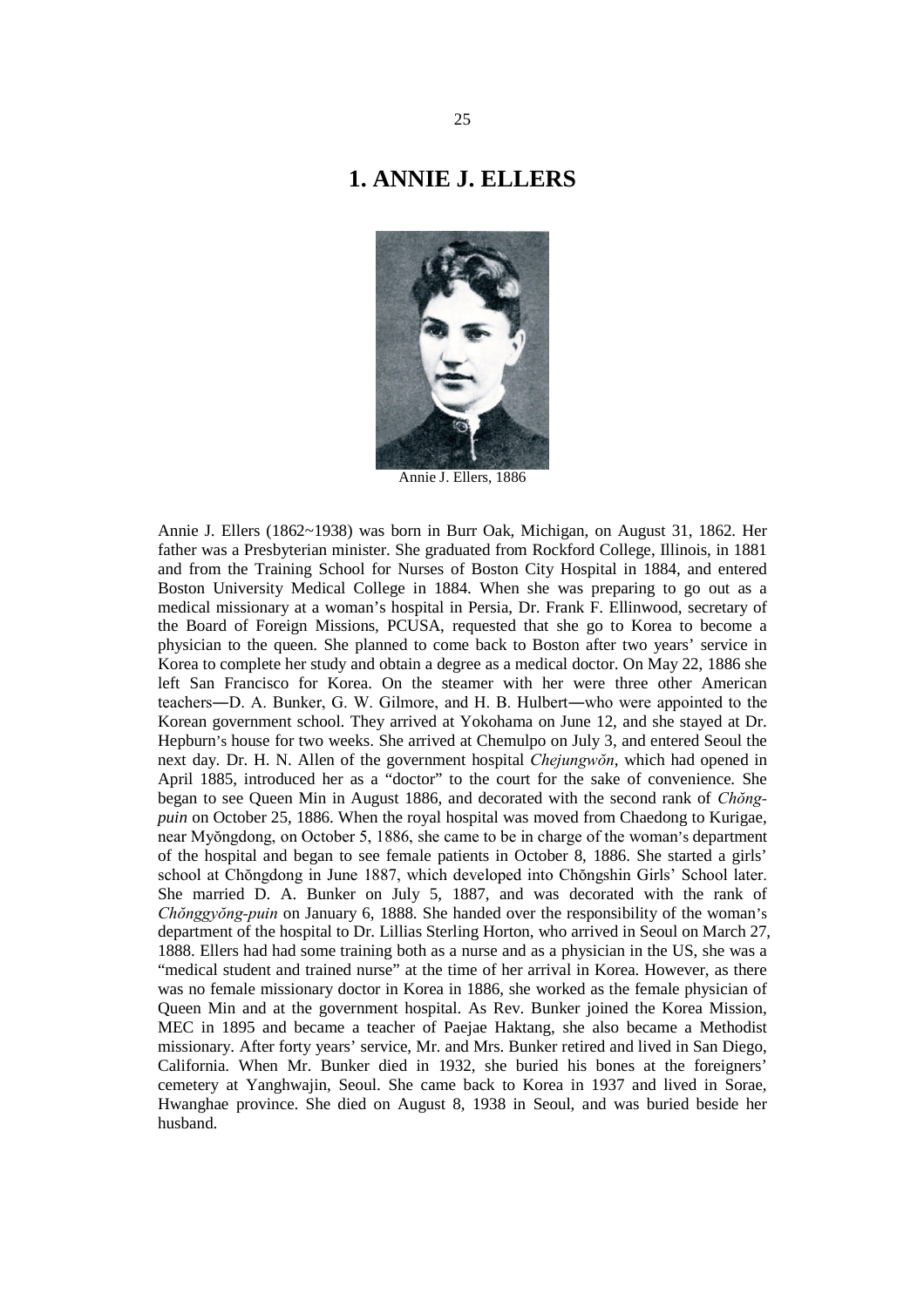# 1. ANNIE J. ELLERS

Annie J. Ellers, 1886

Annie J. Ellers (1862~1938) was born in Burr Oak, Michigan, on August 31, 1862. Her father was a Presbyterian minister. She graduated from Rockford College, Illinois, in 1881 and from the Training School for Nurses of Boston City Hospital in 1884, and entered Boston University Medical College in 1884. When she was preparing to go out as a medical missionary at a woman's hospital in Persia, Dr. Frank F. Ellinwood, secretary of the Board of Foreign Missions, PCUSA, requested that she go to Korea to become a physician to the queen. She planned to come back to Boston after two years' service in Korea to complete her study and obtain a degree as a medical doctor. On May 22, 1886 she left San Francisco for Korea. On the steamer with her were three other American teachers—D. A. Bunker, G. W. Gilmore, and H. B. Hulbert—who were appointed to the Korean government school. They arrived at Yokohama on June 12, and she stayed at Dr. Hepburn's house for two weeks. She arrived at Chemulpo on July 3, and entered Seoul the next day. Dr. H. N. Allen of the government hospital *Chejungwŏn*, which had opened in April 1885, introduced her as a "doctor" to the court for the sake of convenience. She began to see Queen Min in August 1886, and decorated with the second rank of *Chŏng-puin* on October 25, 1886. When the royal hospital was moved from Chaedong to Kurigae, near Myŏngdong, on October 5, 1886, she came to be in charge of the woman's department of the hospital and began to see female patients in October 8, 1886. She started a girls' school at Chŏngdong in June 1887, which developed into Chŏngshin Girls' School later. She married D. A. Bunker on July 5, 1887, and was decorated with the rank of *Chŏnggyŏng-puin* on January 6, 1888. She handed over the responsibility of the woman's department of the hospital to Dr. Lillias Sterling Horton, who arrived in Seoul on March 27, 1888. Ellers had had some training both as a nurse and as a physician in the US, she was a "medical student and trained nurse" at the time of her arrival in Korea. However, as there was no female missionary doctor in Korea in 1886, she worked as the female physician of Queen Min and at the government hospital. As Rev. Bunker joined the Korea Mission, MEC in 1895 and became a teacher of Paejae Haktang, she also became a Methodist missionary. After forty years' service, Mr. and Mrs. Bunker retired and lived in San Diego, California. When Mr. Bunker died in 1932, she buried his bones at the foreigners' cemetery at Yanghwajin, Seoul. She came back to Korea in 1937 and lived in Sorae, Hwanghae province. She died on August 8, 1938 in Seoul, and was buried beside her husband.